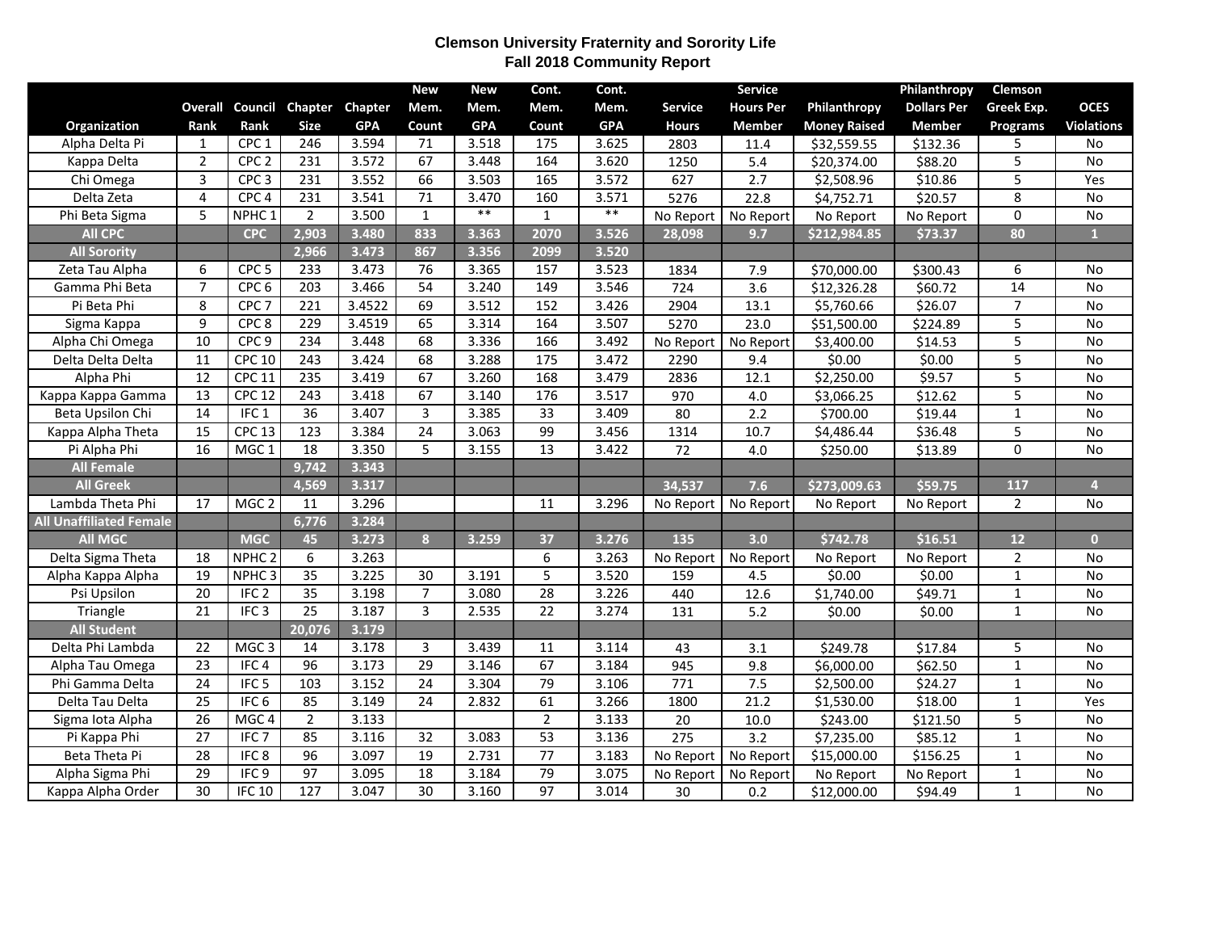## Clemson University Fraternity and Sorority Life
## Fall 2018 Community Report

| Organization | Overall Rank | Council Rank | Chapter Size | Chapter GPA | New Mem. Count | New Mem. GPA | Cont. Mem. Count | Cont. Mem. GPA | Service Hours | Service Hours Per Member | Philanthropy Money Raised | Philanthropy Dollars Per Member | Clemson Greek Exp. Programs | OCES Violations |
|---|---|---|---|---|---|---|---|---|---|---|---|---|---|---|
| Alpha Delta Pi | 1 | CPC 1 | 246 | 3.594 | 71 | 3.518 | 175 | 3.625 | 2803 | 11.4 | $32,559.55 | $132.36 | 5 | No |
| Kappa Delta | 2 | CPC 2 | 231 | 3.572 | 67 | 3.448 | 164 | 3.620 | 1250 | 5.4 | $20,374.00 | $88.20 | 5 | No |
| Chi Omega | 3 | CPC 3 | 231 | 3.552 | 66 | 3.503 | 165 | 3.572 | 627 | 2.7 | $2,508.96 | $10.86 | 5 | Yes |
| Delta Zeta | 4 | CPC 4 | 231 | 3.541 | 71 | 3.470 | 160 | 3.571 | 5276 | 22.8 | $4,752.71 | $20.57 | 8 | No |
| Phi Beta Sigma | 5 | NPHC 1 | 2 | 3.500 | 1 | ** | 1 | ** | No Report | No Report | No Report | No Report | 0 | No |
| **All CPC** | | **CPC** | **2,903** | **3.480** | **833** | **3.363** | **2070** | **3.526** | **28,098** | **9.7** | **$212,984.85** | **$73.37** | **80** | **1** |
| **All Sorority** | | | **2,966** | **3.473** | **867** | **3.356** | **2099** | **3.520** | | | | | | |
| Zeta Tau Alpha | 6 | CPC 5 | 233 | 3.473 | 76 | 3.365 | 157 | 3.523 | 1834 | 7.9 | $70,000.00 | $300.43 | 6 | No |
| Gamma Phi Beta | 7 | CPC 6 | 203 | 3.466 | 54 | 3.240 | 149 | 3.546 | 724 | 3.6 | $12,326.28 | $60.72 | 14 | No |
| Pi Beta Phi | 8 | CPC 7 | 221 | 3.4522 | 69 | 3.512 | 152 | 3.426 | 2904 | 13.1 | $5,760.66 | $26.07 | 7 | No |
| Sigma Kappa | 9 | CPC 8 | 229 | 3.4519 | 65 | 3.314 | 164 | 3.507 | 5270 | 23.0 | $51,500.00 | $224.89 | 5 | No |
| Alpha Chi Omega | 10 | CPC 9 | 234 | 3.448 | 68 | 3.336 | 166 | 3.492 | No Report | No Report | $3,400.00 | $14.53 | 5 | No |
| Delta Delta Delta | 11 | CPC 10 | 243 | 3.424 | 68 | 3.288 | 175 | 3.472 | 2290 | 9.4 | $0.00 | $0.00 | 5 | No |
| Alpha Phi | 12 | CPC 11 | 235 | 3.419 | 67 | 3.260 | 168 | 3.479 | 2836 | 12.1 | $2,250.00 | $9.57 | 5 | No |
| Kappa Kappa Gamma | 13 | CPC 12 | 243 | 3.418 | 67 | 3.140 | 176 | 3.517 | 970 | 4.0 | $3,066.25 | $12.62 | 5 | No |
| Beta Upsilon Chi | 14 | IFC 1 | 36 | 3.407 | 3 | 3.385 | 33 | 3.409 | 80 | 2.2 | $700.00 | $19.44 | 1 | No |
| Kappa Alpha Theta | 15 | CPC 13 | 123 | 3.384 | 24 | 3.063 | 99 | 3.456 | 1314 | 10.7 | $4,486.44 | $36.48 | 5 | No |
| Pi Alpha Phi | 16 | MGC 1 | 18 | 3.350 | 5 | 3.155 | 13 | 3.422 | 72 | 4.0 | $250.00 | $13.89 | 0 | No |
| **All Female** | | | **9,742** | **3.343** | | | | | | | | | | |
| **All Greek** | | | **4,569** | **3.317** | | | | | **34,537** | **7.6** | **$273,009.63** | **$59.75** | **117** | **4** |
| Lambda Theta Phi | 17 | MGC 2 | 11 | 3.296 | | | 11 | 3.296 | No Report | No Report | No Report | No Report | 2 | No |
| **All Unaffiliated Female** | | | **6,776** | **3.284** | | | | | | | | | | |
| **All MGC** | | **MGC** | **45** | **3.273** | **8** | **3.259** | **37** | **3.276** | **135** | **3.0** | **$742.78** | **$16.51** | **12** | **0** |
| Delta Sigma Theta | 18 | NPHC 2 | 6 | 3.263 | | | 6 | 3.263 | No Report | No Report | No Report | No Report | 2 | No |
| Alpha Kappa Alpha | 19 | NPHC 3 | 35 | 3.225 | 30 | 3.191 | 5 | 3.520 | 159 | 4.5 | $0.00 | $0.00 | 1 | No |
| Psi Upsilon | 20 | IFC 2 | 35 | 3.198 | 7 | 3.080 | 28 | 3.226 | 440 | 12.6 | $1,740.00 | $49.71 | 1 | No |
| Triangle | 21 | IFC 3 | 25 | 3.187 | 3 | 2.535 | 22 | 3.274 | 131 | 5.2 | $0.00 | $0.00 | 1 | No |
| **All Student** | | | **20,076** | **3.179** | | | | | | | | | | |
| Delta Phi Lambda | 22 | MGC 3 | 14 | 3.178 | 3 | 3.439 | 11 | 3.114 | 43 | 3.1 | $249.78 | $17.84 | 5 | No |
| Alpha Tau Omega | 23 | IFC 4 | 96 | 3.173 | 29 | 3.146 | 67 | 3.184 | 945 | 9.8 | $6,000.00 | $62.50 | 1 | No |
| Phi Gamma Delta | 24 | IFC 5 | 103 | 3.152 | 24 | 3.304 | 79 | 3.106 | 771 | 7.5 | $2,500.00 | $24.27 | 1 | No |
| Delta Tau Delta | 25 | IFC 6 | 85 | 3.149 | 24 | 2.832 | 61 | 3.266 | 1800 | 21.2 | $1,530.00 | $18.00 | 1 | Yes |
| Sigma Iota Alpha | 26 | MGC 4 | 2 | 3.133 | | | 2 | 3.133 | 20 | 10.0 | $243.00 | $121.50 | 5 | No |
| Pi Kappa Phi | 27 | IFC 7 | 85 | 3.116 | 32 | 3.083 | 53 | 3.136 | 275 | 3.2 | $7,235.00 | $85.12 | 1 | No |
| Beta Theta Pi | 28 | IFC 8 | 96 | 3.097 | 19 | 2.731 | 77 | 3.183 | No Report | No Report | $15,000.00 | $156.25 | 1 | No |
| Alpha Sigma Phi | 29 | IFC 9 | 97 | 3.095 | 18 | 3.184 | 79 | 3.075 | No Report | No Report | No Report | No Report | 1 | No |
| Kappa Alpha Order | 30 | IFC 10 | 127 | 3.047 | 30 | 3.160 | 97 | 3.014 | 30 | 0.2 | $12,000.00 | $94.49 | 1 | No |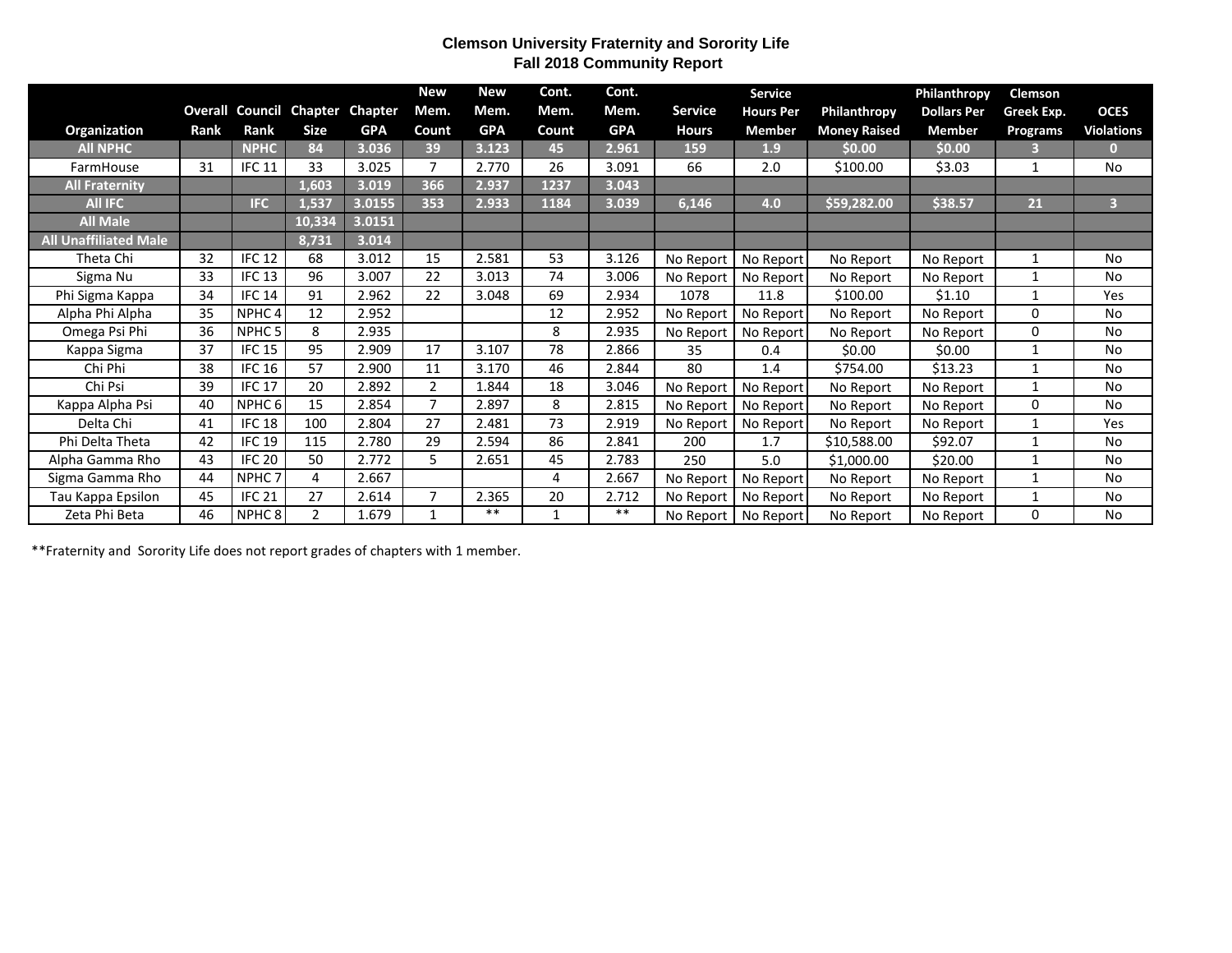**Clemson University Fraternity and Sorority Life**
**Fall 2018 Community Report**

| Organization | Overall Rank | Council Rank | Chapter Size | Chapter GPA | New Mem. Count | New Mem. GPA | Cont. Mem. Count | Cont. Mem. GPA | Service Hours | Service Hours Per Member | Philanthropy Money Raised | Philanthropy Dollars Per Member | Clemson Greek Exp. Programs | OCES Violations |
|---|---|---|---|---|---|---|---|---|---|---|---|---|---|---|
| **All NPHC** | | **NPHC** | **84** | **3.036** | **39** | **3.123** | **45** | **2.961** | **159** | **1.9** | **$0.00** | **$0.00** | **3** | **0** |
| FarmHouse | 31 | IFC 11 | 33 | 3.025 | 7 | 2.770 | 26 | 3.091 | 66 | 2.0 | $100.00 | $3.03 | 1 | No |
| **All Fraternity** | | | **1,603** | **3.019** | **366** | **2.937** | **1237** | **3.043** | | | | | | |
| **All IFC** | | **IFC** | **1,537** | **3.0155** | **353** | **2.933** | **1184** | **3.039** | **6,146** | **4.0** | **$59,282.00** | **$38.57** | **21** | **3** |
| **All Male** | | | **10,334** | **3.0151** | | | | | | | | | | |
| **All Unaffiliated Male** | | | **8,731** | **3.014** | | | | | | | | | | |
| Theta Chi | 32 | IFC 12 | 68 | 3.012 | 15 | 2.581 | 53 | 3.126 | No Report | No Report | No Report | No Report | 1 | No |
| Sigma Nu | 33 | IFC 13 | 96 | 3.007 | 22 | 3.013 | 74 | 3.006 | No Report | No Report | No Report | No Report | 1 | No |
| Phi Sigma Kappa | 34 | IFC 14 | 91 | 2.962 | 22 | 3.048 | 69 | 2.934 | 1078 | 11.8 | $100.00 | $1.10 | 1 | Yes |
| Alpha Phi Alpha | 35 | NPHC 4 | 12 | 2.952 | | | 12 | 2.952 | No Report | No Report | No Report | No Report | 0 | No |
| Omega Psi Phi | 36 | NPHC 5 | 8 | 2.935 | | | 8 | 2.935 | No Report | No Report | No Report | No Report | 0 | No |
| Kappa Sigma | 37 | IFC 15 | 95 | 2.909 | 17 | 3.107 | 78 | 2.866 | 35 | 0.4 | $0.00 | $0.00 | 1 | No |
| Chi Phi | 38 | IFC 16 | 57 | 2.900 | 11 | 3.170 | 46 | 2.844 | 80 | 1.4 | $754.00 | $13.23 | 1 | No |
| Chi Psi | 39 | IFC 17 | 20 | 2.892 | 2 | 1.844 | 18 | 3.046 | No Report | No Report | No Report | No Report | 1 | No |
| Kappa Alpha Psi | 40 | NPHC 6 | 15 | 2.854 | 7 | 2.897 | 8 | 2.815 | No Report | No Report | No Report | No Report | 0 | No |
| Delta Chi | 41 | IFC 18 | 100 | 2.804 | 27 | 2.481 | 73 | 2.919 | No Report | No Report | No Report | No Report | 1 | Yes |
| Phi Delta Theta | 42 | IFC 19 | 115 | 2.780 | 29 | 2.594 | 86 | 2.841 | 200 | 1.7 | $10,588.00 | $92.07 | 1 | No |
| Alpha Gamma Rho | 43 | IFC 20 | 50 | 2.772 | 5 | 2.651 | 45 | 2.783 | 250 | 5.0 | $1,000.00 | $20.00 | 1 | No |
| Sigma Gamma Rho | 44 | NPHC 7 | 4 | 2.667 | | | 4 | 2.667 | No Report | No Report | No Report | No Report | 1 | No |
| Tau Kappa Epsilon | 45 | IFC 21 | 27 | 2.614 | 7 | 2.365 | 20 | 2.712 | No Report | No Report | No Report | No Report | 1 | No |
| Zeta Phi Beta | 46 | NPHC 8 | 2 | 1.679 | 1 | ** | 1 | ** | No Report | No Report | No Report | No Report | 0 | No |

**Fraternity and Sorority Life does not report grades of chapters with 1 member.